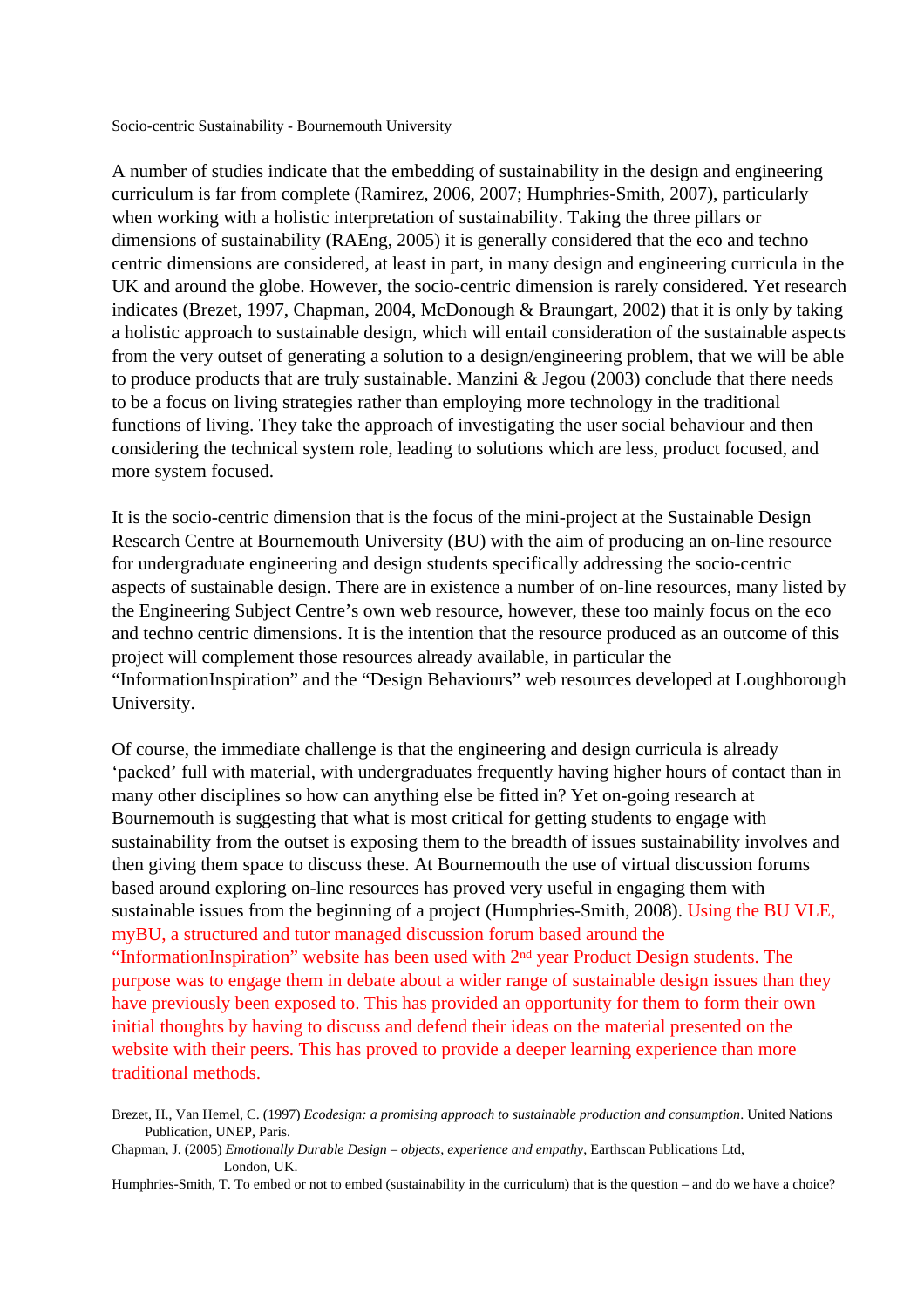Socio-centric Sustainability - Bournemouth University

A number of studies indicate that the embedding of sustainability in the design and engineering curriculum is far from complete (Ramirez, 2006, 2007; Humphries-Smith, 2007), particularly when working with a holistic interpretation of sustainability. Taking the three pillars or dimensions of sustainability (RAEng, 2005) it is generally considered that the eco and techno centric dimensions are considered, at least in part, in many design and engineering curricula in the UK and around the globe. However, the socio-centric dimension is rarely considered. Yet research indicates (Brezet, 1997, Chapman, 2004, McDonough & Braungart, 2002) that it is only by taking a holistic approach to sustainable design, which will entail consideration of the sustainable aspects from the very outset of generating a solution to a design/engineering problem, that we will be able to produce products that are truly sustainable. Manzini & Jegou (2003) conclude that there needs to be a focus on living strategies rather than employing more technology in the traditional functions of living. They take the approach of investigating the user social behaviour and then considering the technical system role, leading to solutions which are less, product focused, and more system focused.

It is the socio-centric dimension that is the focus of the mini-project at the Sustainable Design Research Centre at Bournemouth University (BU) with the aim of producing an on-line resource for undergraduate engineering and design students specifically addressing the socio-centric aspects of sustainable design. There are in existence a number of on-line resources, many listed by the Engineering Subject Centre's own web resource, however, these too mainly focus on the eco and techno centric dimensions. It is the intention that the resource produced as an outcome of this project will complement those resources already available, in particular the "InformationInspiration" and the "Design Behaviours" web resources developed at Loughborough University.

Of course, the immediate challenge is that the engineering and design curricula is already 'packed' full with material, with undergraduates frequently having higher hours of contact than in many other disciplines so how can anything else be fitted in? Yet on-going research at Bournemouth is suggesting that what is most critical for getting students to engage with sustainability from the outset is exposing them to the breadth of issues sustainability involves and then giving them space to discuss these. At Bournemouth the use of virtual discussion forums based around exploring on-line resources has proved very useful in engaging them with sustainable issues from the beginning of a project (Humphries-Smith, 2008). Using the BU VLE, myBU, a structured and tutor managed discussion forum based around the "InformationInspiration" website has been used with 2nd year Product Design students. The purpose was to engage them in debate about a wider range of sustainable design issues than they have previously been exposed to. This has provided an opportunity for them to form their own initial thoughts by having to discuss and defend their ideas on the material presented on the website with their peers. This has proved to provide a deeper learning experience than more traditional methods.

Brezet, H., Van Hemel, C. (1997) *Ecodesign: a promising approach to sustainable production and consumption*. United Nations Publication, UNEP, Paris.

Chapman, J. (2005) *Emotionally Durable Design – objects, experience and empathy*, Earthscan Publications Ltd, London, UK.

Humphries-Smith, T. To embed or not to embed (sustainability in the curriculum) that is the question – and do we have a choice?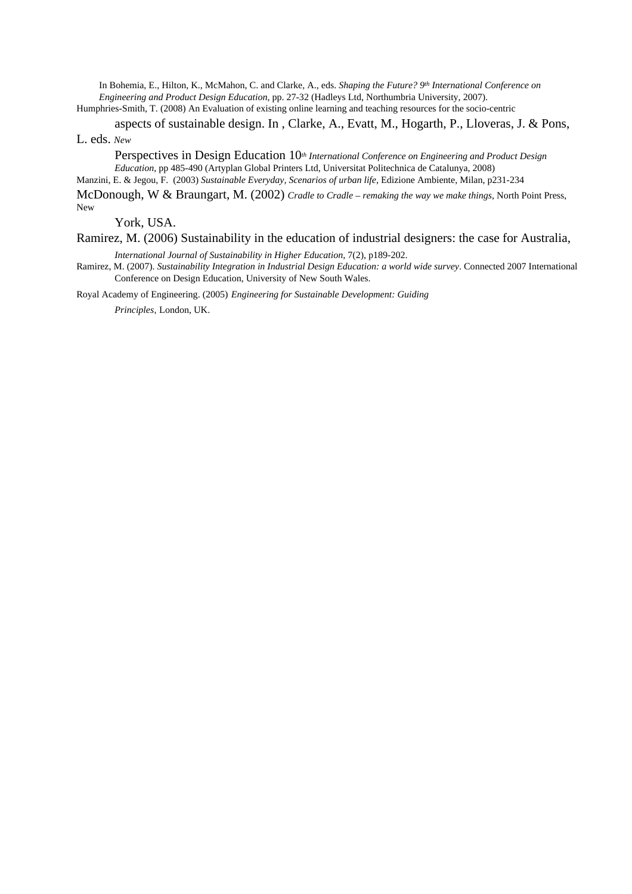In Bohemia, E., Hilton, K., McMahon, C. and Clarke, A., eds. *Shaping the Future? 9th International Conference on Engineering and Product Design Education*, pp. 27-32 (Hadleys Ltd, Northumbria University, 2007).

Humphries-Smith, T. (2008) An Evaluation of existing online learning and teaching resources for the socio-centric aspects of sustainable design. In , Clarke, A., Evatt, M., Hogarth, P., Lloveras, J. & Pons, L. eds. *New Perspectives in Design Education 10th International Conference on Engineering and Product Design Education*, pp 485-490 (Artyplan Global Printers Ltd, Universitat Politechnica de Catalunya, 2008)

Manzini, E. & Jegou, F. (2003) *Sustainable Everyday, Scenarios of urban life*, Edizione Ambiente, Milan, p231-234

McDonough, W & Braungart, M. (2002) *Cradle to Cradle – remaking the way we make things*, North Point Press, New York, USA.

Ramirez, M. (2006) Sustainability in the education of industrial designers: the case for Australia, *International Journal of Sustainability in Higher Education*, 7(2), p189-202.

Ramirez, M. (2007). *Sustainability Integration in Industrial Design Education: a world wide survey*. Connected 2007 International Conference on Design Education, University of New South Wales.

Royal Academy of Engineering. (2005) *Engineering for Sustainable Development: Guiding Principles*, London, UK.